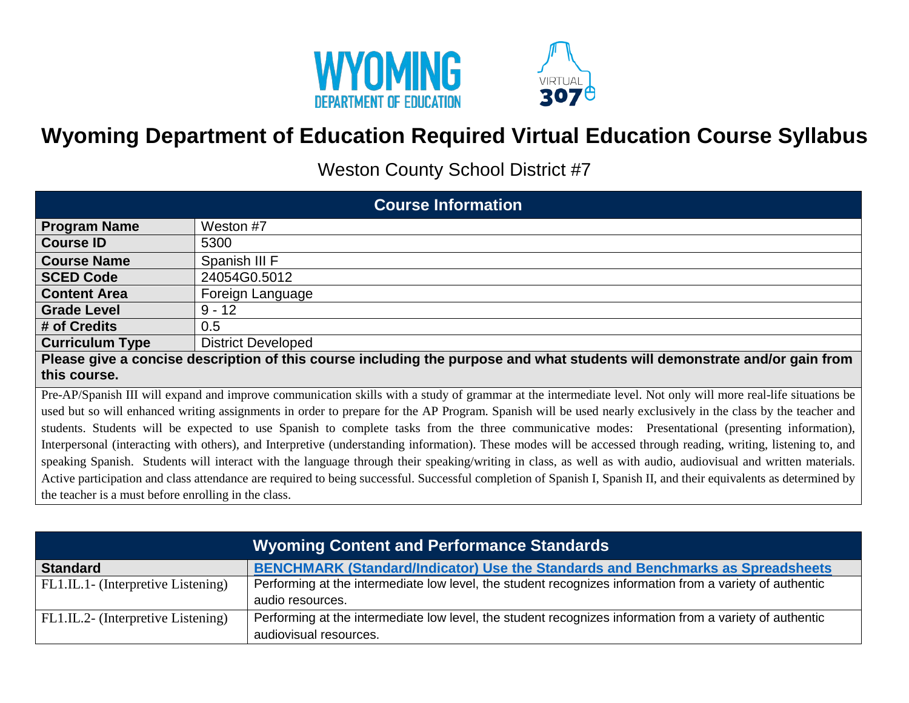# Wyoming Department of Education Required Virtual Education Course Syllabus

Weston County School District #7

| Course Information | |
|---|---|
| **Program Name** | Weston #7 |
| **Course ID** | 5300 |
| **Course Name** | Spanish III F |
| **SCED Code** | 24054G0.5012 |
| **Content Area** | Foreign Language |
| **Grade Level** | 9 - 12 |
| **# of Credits** | 0.5 |
| **Curriculum Type** | District Developed |

**Please give a concise description of this course including the purpose and what students will demonstrate and/or gain from this course.**

Pre-AP/Spanish III will expand and improve communication skills with a study of grammar at the intermediate level. Not only will more real-life situations be used but so will enhanced writing assignments in order to prepare for the AP Program. Spanish will be used nearly exclusively in the class by the teacher and students. Students will be expected to use Spanish to complete tasks from the three communicative modes: Presentational (presenting information), Interpersonal (interacting with others), and Interpretive (understanding information). These modes will be accessed through reading, writing, listening to, and speaking Spanish. Students will interact with the language through their speaking/writing in class, as well as with audio, audiovisual and written materials. Active participation and class attendance are required to being successful. Successful completion of Spanish I, Spanish II, and their equivalents as determined by the teacher is a must before enrolling in the class.

## Wyoming Content and Performance Standards

| Standard | BENCHMARK (Standard/Indicator) Use the Standards and Benchmarks as Spreadsheets |
|---|---|
| FL1.IL.1- (Interpretive Listening) | Performing at the intermediate low level, the student recognizes information from a variety of authentic audio resources. |
| FL1.IL.2- (Interpretive Listening) | Performing at the intermediate low level, the student recognizes information from a variety of authentic audiovisual resources. |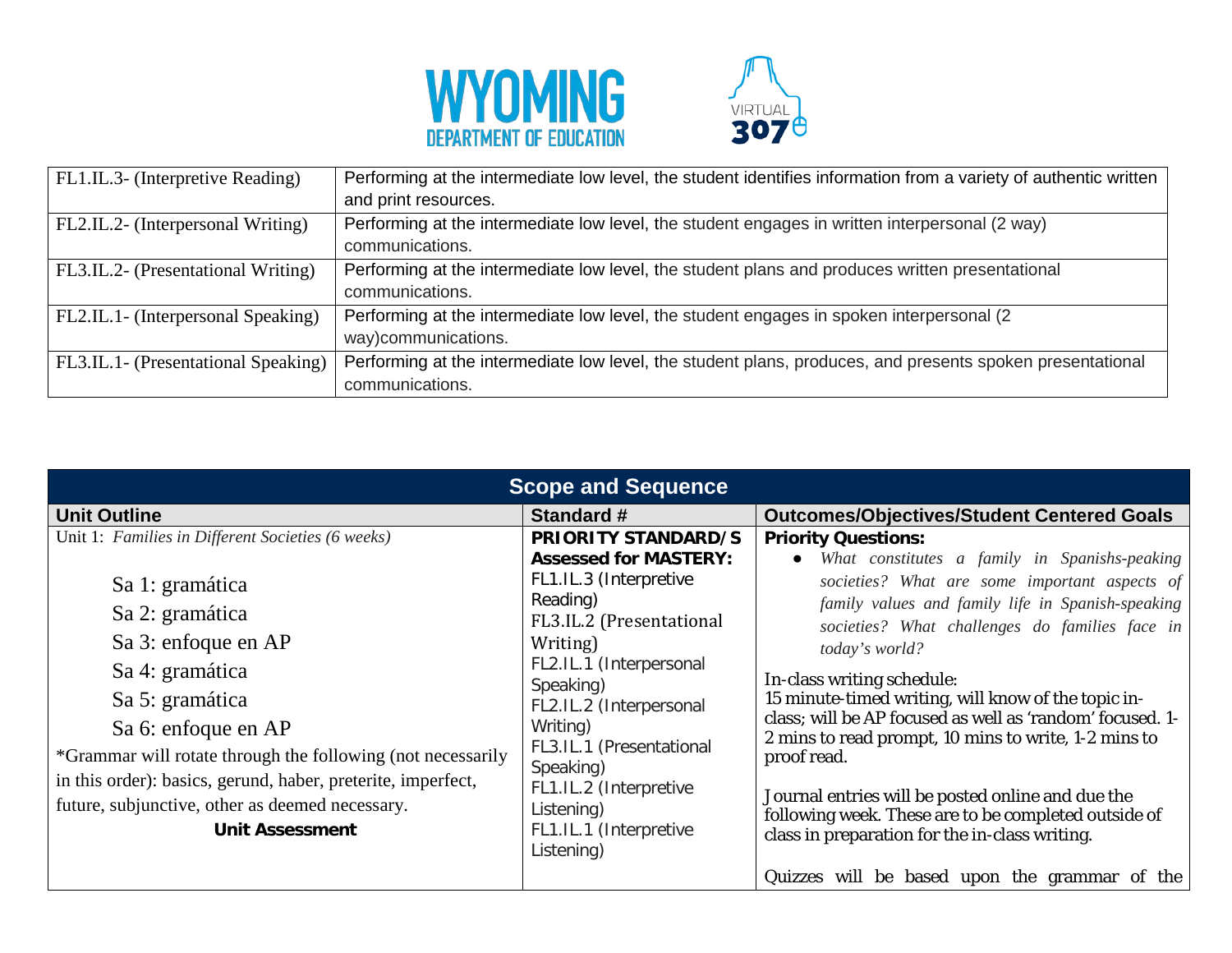| | |
|---|---|
| FL1.IL.3- (Interpretive Reading) | Performing at the intermediate low level, the student identifies information from a variety of authentic written and print resources. |
| FL2.IL.2- (Interpersonal Writing) | Performing at the intermediate low level, the student engages in written interpersonal (2 way) communications. |
| FL3.IL.2- (Presentational Writing) | Performing at the intermediate low level, the student plans and produces written presentational communications. |
| FL2.IL.1- (Interpersonal Speaking) | Performing at the intermediate low level, the student engages in spoken interpersonal (2 way)communications. |
| FL3.IL.1- (Presentational Speaking) | Performing at the intermediate low level, the student plans, produces, and presents spoken presentational communications. |

| Scope and Sequence | | |
|---|---|---|
| **Unit Outline** | **Standard #** | **Outcomes/Objectives/Student Centered Goals** |
| Unit 1: *Families in Different Societies (6 weeks)*<br><br>Sa 1: gramática<br>Sa 2: gramática<br>Sa 3: enfoque en AP<br>Sa 4: gramática<br>Sa 5: gramática<br>Sa 6: enfoque en AP<br>*Grammar will rotate through the following (not necessarily in this order): basics, gerund, haber, preterite, imperfect, future, subjunctive, other as deemed necessary.<br>**Unit Assessment** | **PRIORITY STANDARD/S Assessed for MASTERY:**<br>FL1.IL.3 (Interpretive Reading)<br>FL3.IL.2 (Presentational Writing)<br>FL2.IL.1 (Interpersonal Speaking)<br>FL2.IL.2 (Interpersonal Writing)<br>FL3.IL.1 (Presentational Speaking)<br>FL1.IL.2 (Interpretive Listening)<br>FL1.IL.1 (Interpretive Listening) | **Priority Questions:**<br>● *What constitutes a family in Spanishs-peaking societies? What are some important aspects of family values and family life in Spanish-speaking societies? What challenges do families face in today's world?*<br><br>In-class writing schedule:<br>15 minute-timed writing, will know of the topic in-class; will be AP focused as well as 'random' focused. 1-2 mins to read prompt, 10 mins to write, 1-2 mins to proof read.<br><br>Journal entries will be posted online and due the following week. These are to be completed outside of class in preparation for the in-class writing.<br><br>Quizzes will be based upon the grammar of the |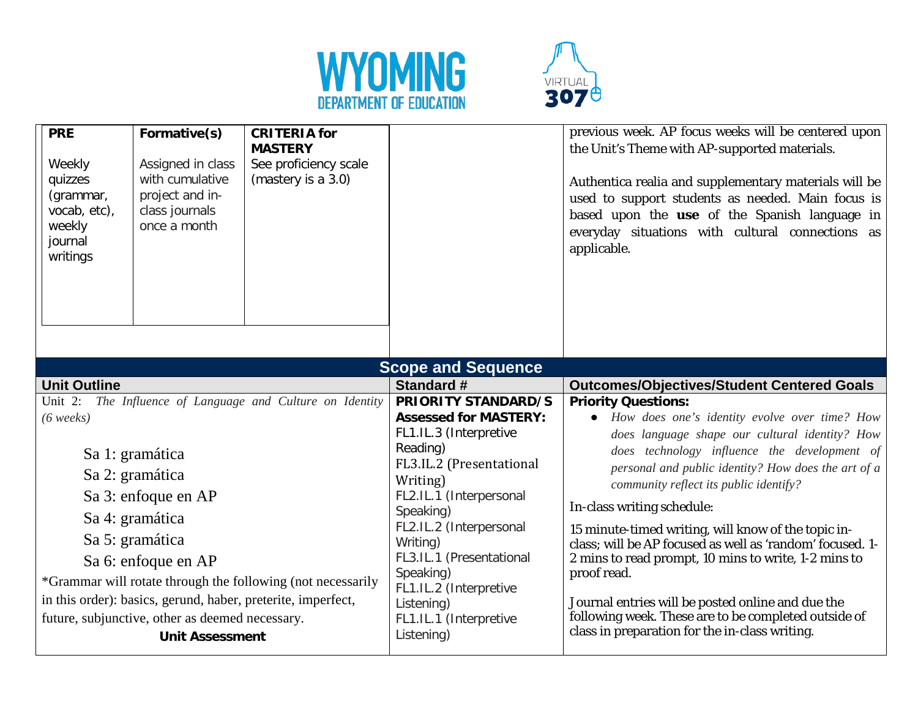| PRE | Formative(s) | CRITERIA for MASTERY |
|---|---|---|
| Weekly quizzes (grammar, vocab, etc), weekly journal writings | Assigned in class with cumulative project and in-class journals once a month | See proficiency scale (mastery is a 3.0) |

previous week. AP focus weeks will be centered upon the Unit's Theme with AP-supported materials.

Authentica realia and supplementary materials will be used to support students as needed. Main focus is based upon the **use** of the Spanish language in everyday situations with cultural connections as applicable.

## Scope and Sequence

| Unit Outline | Standard # | Outcomes/Objectives/Student Centered Goals |
|---|---|---|
| Unit 2: *The Influence of Language and Culture on Identity (6 weeks)*<br><br>Sa 1: gramática<br>Sa 2: gramática<br>Sa 3: enfoque en AP<br>Sa 4: gramática<br>Sa 5: gramática<br>Sa 6: enfoque en AP<br><br>*Grammar will rotate through the following (not necessarily in this order): basics, gerund, haber, preterite, imperfect, future, subjunctive, other as deemed necessary.<br><br>**Unit Assessment** | **PRIORITY STANDARD/S Assessed for MASTERY:**<br>FL1.IL.3 (Interpretive Reading)<br>FL3.IL.2 (Presentational Writing)<br>FL2.IL.1 (Interpersonal Speaking)<br>FL2.IL.2 (Interpersonal Writing)<br>FL3.IL.1 (Presentational Speaking)<br>FL1.IL.2 (Interpretive Listening)<br>FL1.IL.1 (Interpretive Listening) | **Priority Questions:**<br>• *How does one's identity evolve over time? How does language shape our cultural identity? How does technology influence the development of personal and public identity? How does the art of a community reflect its public identify?*<br><br>In-class writing schedule:<br><br>15 minute-timed writing, will know of the topic in-class; will be AP focused as well as 'random' focused. 1-2 mins to read prompt, 10 mins to write, 1-2 mins to proof read.<br><br>Journal entries will be posted online and due the following week. These are to be completed outside of class in preparation for the in-class writing. |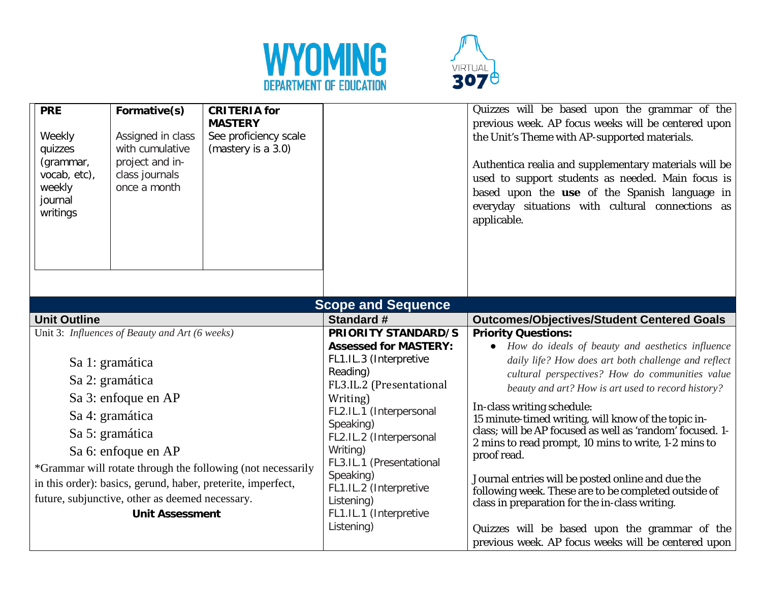| PRE | Formative(s) | CRITERIA for MASTERY |
|---|---|---|
| Weekly quizzes (grammar, vocab, etc), weekly journal writings | Assigned in class with cumulative project and in-class journals once a month | See proficiency scale (mastery is a 3.0) |

Quizzes will be based upon the grammar of the previous week. AP focus weeks will be centered upon the Unit's Theme with AP-supported materials.

Authentica realia and supplementary materials will be used to support students as needed. Main focus is based upon the **use** of the Spanish language in everyday situations with cultural connections as applicable.

## Scope and Sequence

| Unit Outline | Standard # | Outcomes/Objectives/Student Centered Goals |
|---|---|---|
| Unit 3: *Influences of Beauty and Art (6 weeks)*<br><br>Sa 1: gramática<br>Sa 2: gramática<br>Sa 3: enfoque en AP<br>Sa 4: gramática<br>Sa 5: gramática<br>Sa 6: enfoque en AP<br><br>*Grammar will rotate through the following (not necessarily in this order): basics, gerund, haber, preterite, imperfect, future, subjunctive, other as deemed necessary.<br><br>**Unit Assessment** | **PRIORITY STANDARD/S Assessed for MASTERY:**<br>FL1.IL.3 (Interpretive Reading)<br>FL3.IL.2 (Presentational Writing)<br>FL2.IL.1 (Interpersonal Speaking)<br>FL2.IL.2 (Interpersonal Writing)<br>FL3.IL.1 (Presentational Speaking)<br>FL1.IL.2 (Interpretive Listening)<br>FL1.IL.1 (Interpretive Listening) | **Priority Questions:**<br>• *How do ideals of beauty and aesthetics influence daily life? How does art both challenge and reflect cultural perspectives? How do communities value beauty and art? How is art used to record history?*<br><br>In-class writing schedule:<br>15 minute-timed writing, will know of the topic in-class; will be AP focused as well as 'random' focused. 1-2 mins to read prompt, 10 mins to write, 1-2 mins to proof read.<br><br>Journal entries will be posted online and due the following week. These are to be completed outside of class in preparation for the in-class writing.<br><br>Quizzes will be based upon the grammar of the previous week. AP focus weeks will be centered upon |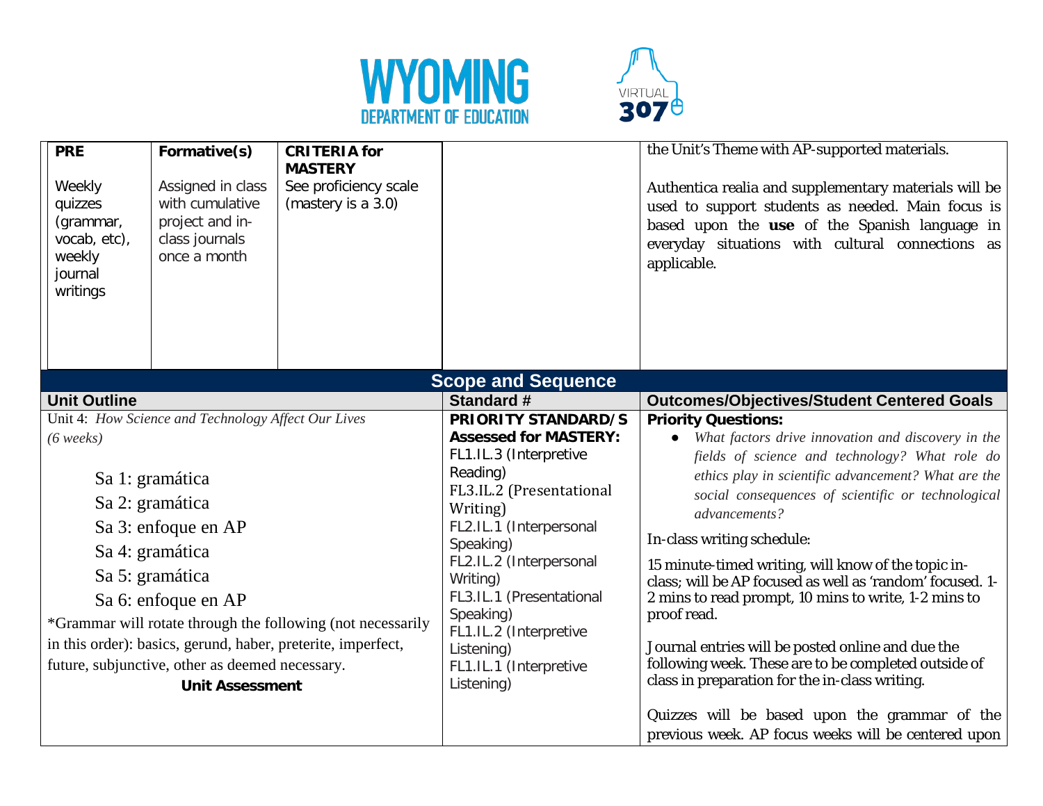| PRE | Formative(s) | CRITERIA for MASTERY | | |
|---|---|---|---|---|
| Weekly quizzes (grammar, vocab, etc), weekly journal writings | Assigned in class with cumulative project and in-class journals once a month | See proficiency scale (mastery is a 3.0) | | the Unit's Theme with AP-supported materials.<br><br>Authentica realia and supplementary materials will be used to support students as needed. Main focus is based upon the **use** of the Spanish language in everyday situations with cultural connections as applicable. |

## Scope and Sequence

| Unit Outline | Standard # | Outcomes/Objectives/Student Centered Goals |
|---|---|---|
| Unit 4: *How Science and Technology Affect Our Lives* *(6 weeks)*<br><br>Sa 1: gramática<br>Sa 2: gramática<br>Sa 3: enfoque en AP<br>Sa 4: gramática<br>Sa 5: gramática<br>Sa 6: enfoque en AP<br>*Grammar will rotate through the following (not necessarily in this order): basics, gerund, haber, preterite, imperfect, future, subjunctive, other as deemed necessary.<br>**Unit Assessment** | **PRIORITY STANDARD/S Assessed for MASTERY:**<br>FL1.IL.3 (Interpretive Reading)<br>FL3.IL.2 (Presentational Writing)<br>FL2.IL.1 (Interpersonal Speaking)<br>FL2.IL.2 (Interpersonal Writing)<br>FL3.IL.1 (Presentational Speaking)<br>FL1.IL.2 (Interpretive Listening)<br>FL1.IL.1 (Interpretive Listening) | **Priority Questions:**<br>● *What factors drive innovation and discovery in the fields of science and technology? What role do ethics play in scientific advancement? What are the social consequences of scientific or technological advancements?*<br><br>In-class writing schedule:<br><br>15 minute-timed writing, will know of the topic in-class; will be AP focused as well as 'random' focused. 1-2 mins to read prompt, 10 mins to write, 1-2 mins to proof read.<br><br>Journal entries will be posted online and due the following week. These are to be completed outside of class in preparation for the in-class writing.<br><br>Quizzes will be based upon the grammar of the previous week. AP focus weeks will be centered upon |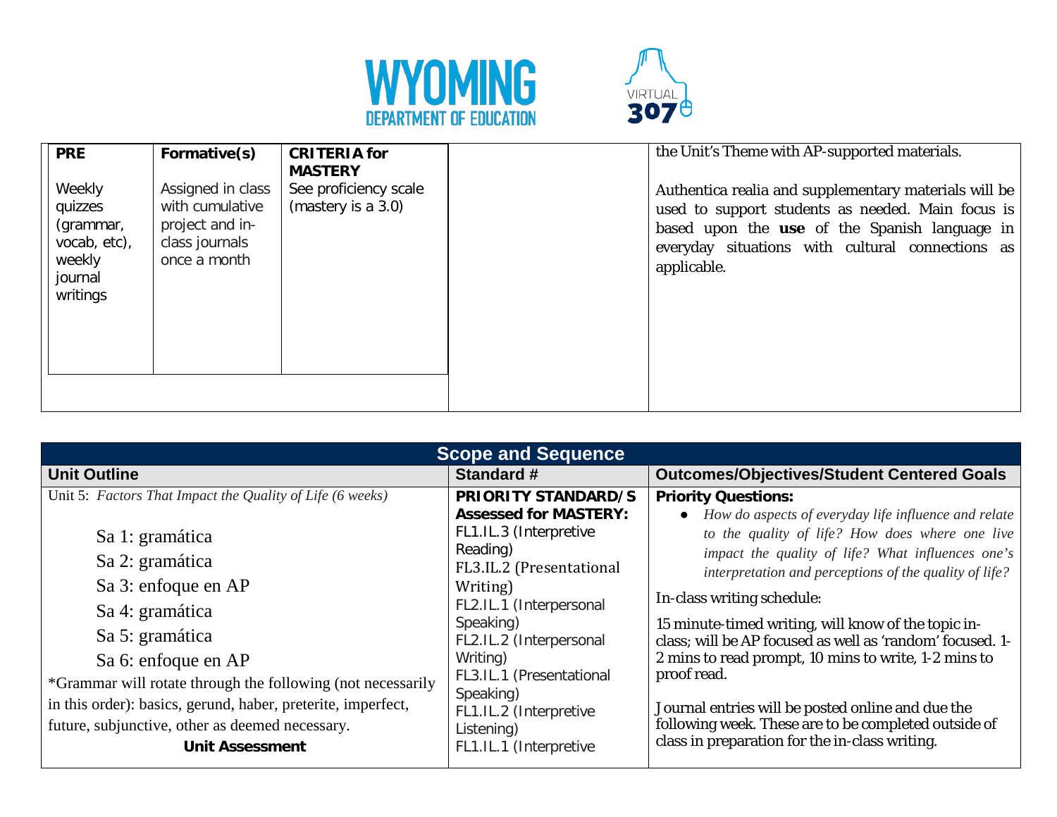| PRE | Formative(s) | CRITERIA for MASTERY | | |
|---|---|---|---|---|
| Weekly quizzes (grammar, vocab, etc), weekly journal writings | Assigned in class with cumulative project and in-class journals once a month | See proficiency scale (mastery is a 3.0) | | the Unit's Theme with AP-supported materials.<br><br>Authentica realia and supplementary materials will be used to support students as needed. Main focus is based upon the **use** of the Spanish language in everyday situations with cultural connections as applicable. |

| Scope and Sequence | | |
|---|---|---|
| **Unit Outline** | **Standard #** | **Outcomes/Objectives/Student Centered Goals** |
| Unit 5: *Factors That Impact the Quality of Life (6 weeks)*<br><br>Sa 1: gramática<br>Sa 2: gramática<br>Sa 3: enfoque en AP<br>Sa 4: gramática<br>Sa 5: gramática<br>Sa 6: enfoque en AP<br>*Grammar will rotate through the following (not necessarily in this order): basics, gerund, haber, preterite, imperfect, future, subjunctive, other as deemed necessary.<br>**Unit Assessment** | **PRIORITY STANDARD/S Assessed for MASTERY:**<br>FL1.IL.3 (Interpretive Reading)<br>FL3.IL.2 (Presentational Writing)<br>FL2.IL.1 (Interpersonal Speaking)<br>FL2.IL.2 (Interpersonal Writing)<br>FL3.IL.1 (Presentational Speaking)<br>FL1.IL.2 (Interpretive Listening)<br>FL1.IL.1 (Interpretive | **Priority Questions:**<br>● *How do aspects of everyday life influence and relate to the quality of life? How does where one live impact the quality of life? What influences one's interpretation and perceptions of the quality of life?*<br><br>In-class writing schedule:<br><br>15 minute-timed writing, will know of the topic in-class; will be AP focused as well as 'random' focused. 1-2 mins to read prompt, 10 mins to write, 1-2 mins to proof read.<br><br>Journal entries will be posted online and due the following week. These are to be completed outside of class in preparation for the in-class writing. |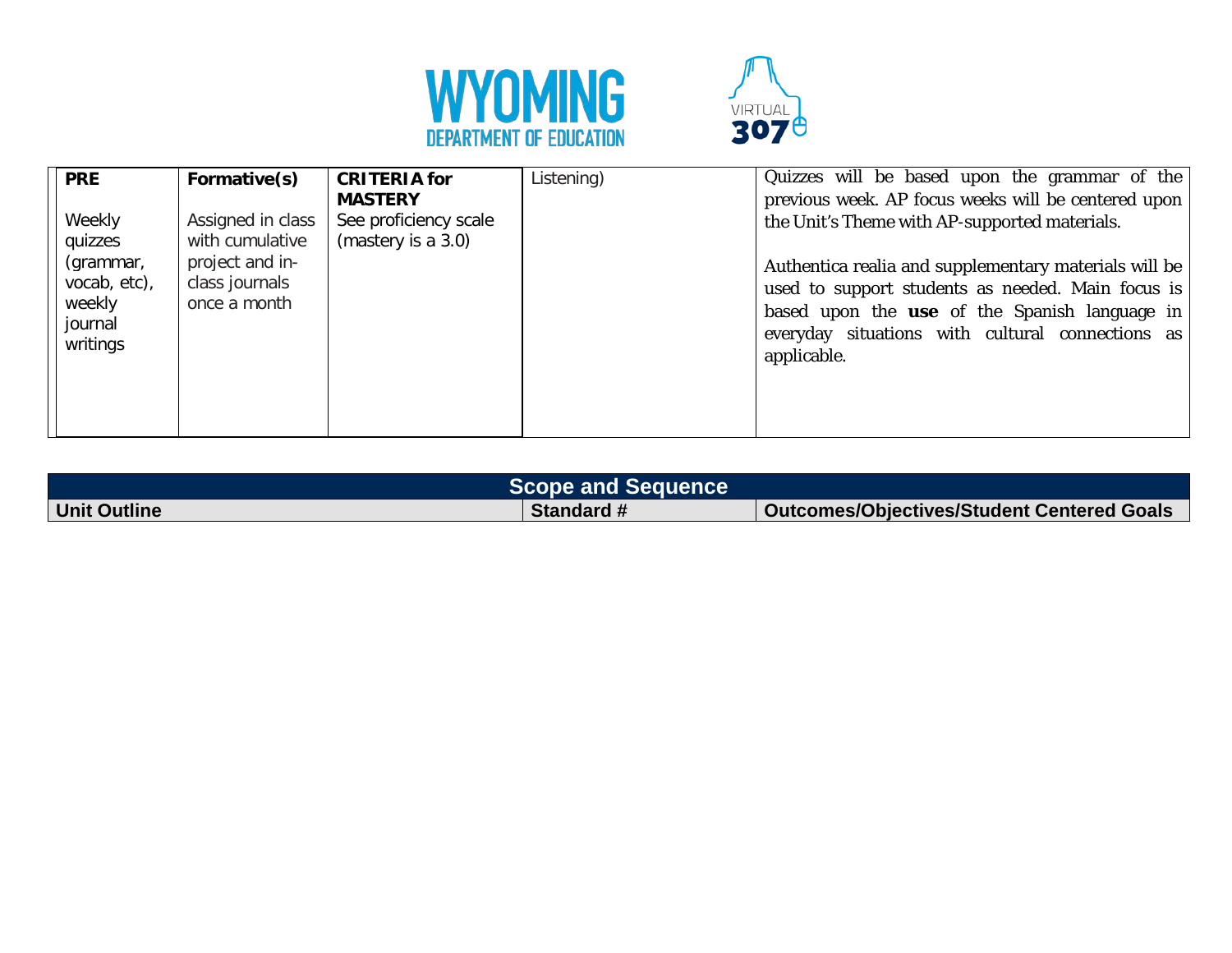| PRE | Formative(s) | CRITERIA for MASTERY | Listening) | Quizzes will be based upon the grammar of the previous week. AP focus weeks will be centered upon the Unit's Theme with AP-supported materials. |
|---|---|---|---|---|
| Weekly quizzes (grammar, vocab, etc), weekly journal writings | Assigned in class with cumulative project and in-class journals once a month | See proficiency scale (mastery is a 3.0) | | Authentica realia and supplementary materials will be used to support students as needed. Main focus is based upon the **use** of the Spanish language in everyday situations with cultural connections as applicable. |

| Scope and Sequence | | |
|---|---|---|
| **Unit Outline** | **Standard #** | **Outcomes/Objectives/Student Centered Goals** |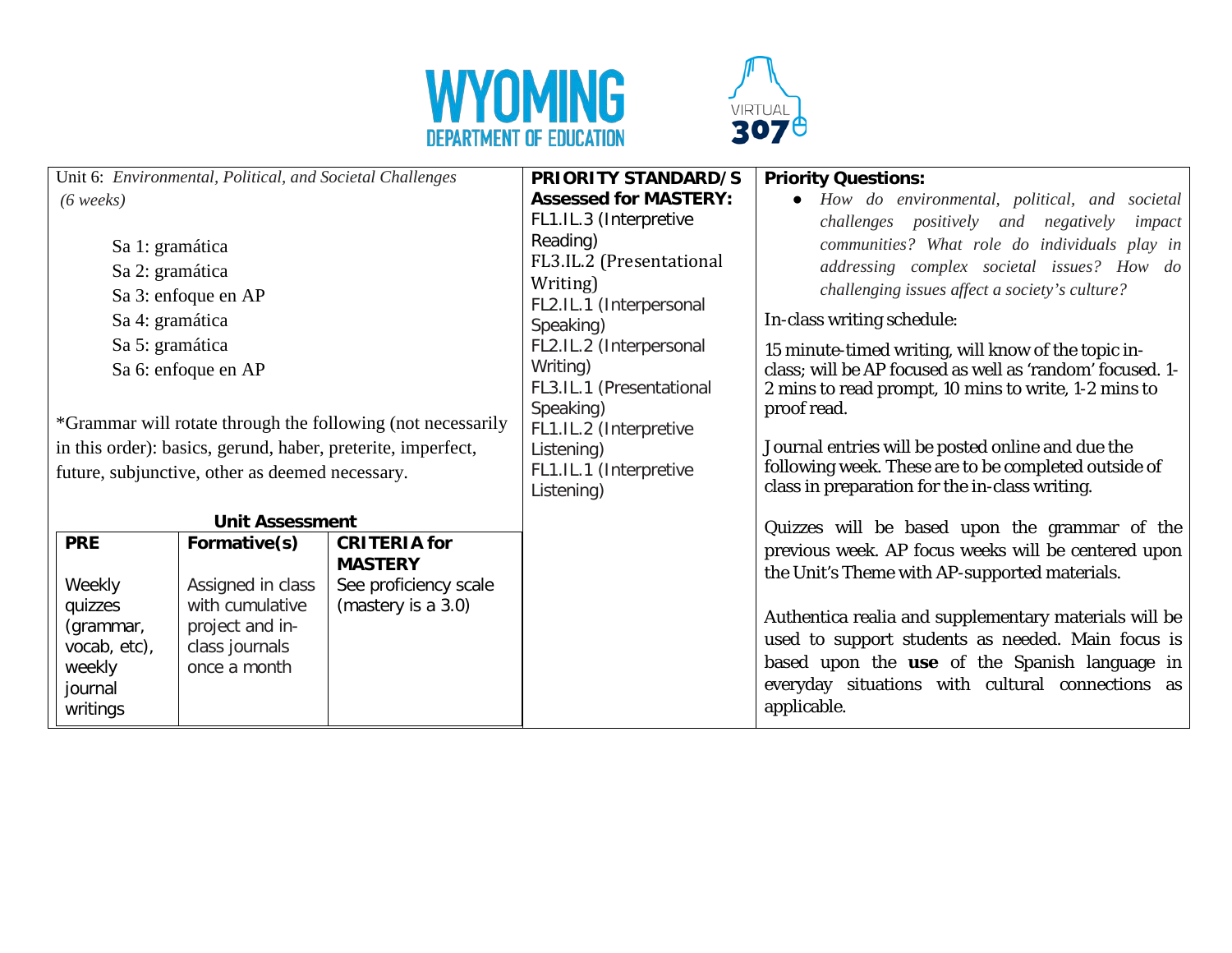Unit 6: *Environmental, Political, and Societal Challenges*
*(6 weeks)*

Sa 1: gramática
Sa 2: gramática
Sa 3: enfoque en AP
Sa 4: gramática
Sa 5: gramática
Sa 6: enfoque en AP

*Grammar will rotate through the following (not necessarily in this order): basics, gerund, haber, preterite, imperfect, future, subjunctive, other as deemed necessary.

**Unit Assessment**

| **PRE** | **Formative(s)** | **CRITERIA for MASTERY** |
|---|---|---|
| Weekly quizzes (grammar, vocab, etc), weekly journal writings | Assigned in class with cumulative project and in-class journals once a month | See proficiency scale (mastery is a 3.0) |

**PRIORITY STANDARD/S Assessed for MASTERY:**

FL1.IL.3 (Interpretive Reading)
FL3.IL.2 (Presentational Writing)
FL2.IL.1 (Interpersonal Speaking)
FL2.IL.2 (Interpersonal Writing)
FL3.IL.1 (Presentational Speaking)
FL1.IL.2 (Interpretive Listening)
FL1.IL.1 (Interpretive Listening)

**Priority Questions:**

- *How do environmental, political, and societal challenges positively and negatively impact communities? What role do individuals play in addressing complex societal issues? How do challenging issues affect a society's culture?*

In-class writing schedule:

15 minute-timed writing, will know of the topic in-class; will be AP focused as well as 'random' focused. 1-2 mins to read prompt, 10 mins to write, 1-2 mins to proof read.

Journal entries will be posted online and due the following week. These are to be completed outside of class in preparation for the in-class writing.

Quizzes will be based upon the grammar of the previous week. AP focus weeks will be centered upon the Unit's Theme with AP-supported materials.

Authentica realia and supplementary materials will be used to support students as needed. Main focus is based upon the **use** of the Spanish language in everyday situations with cultural connections as applicable.